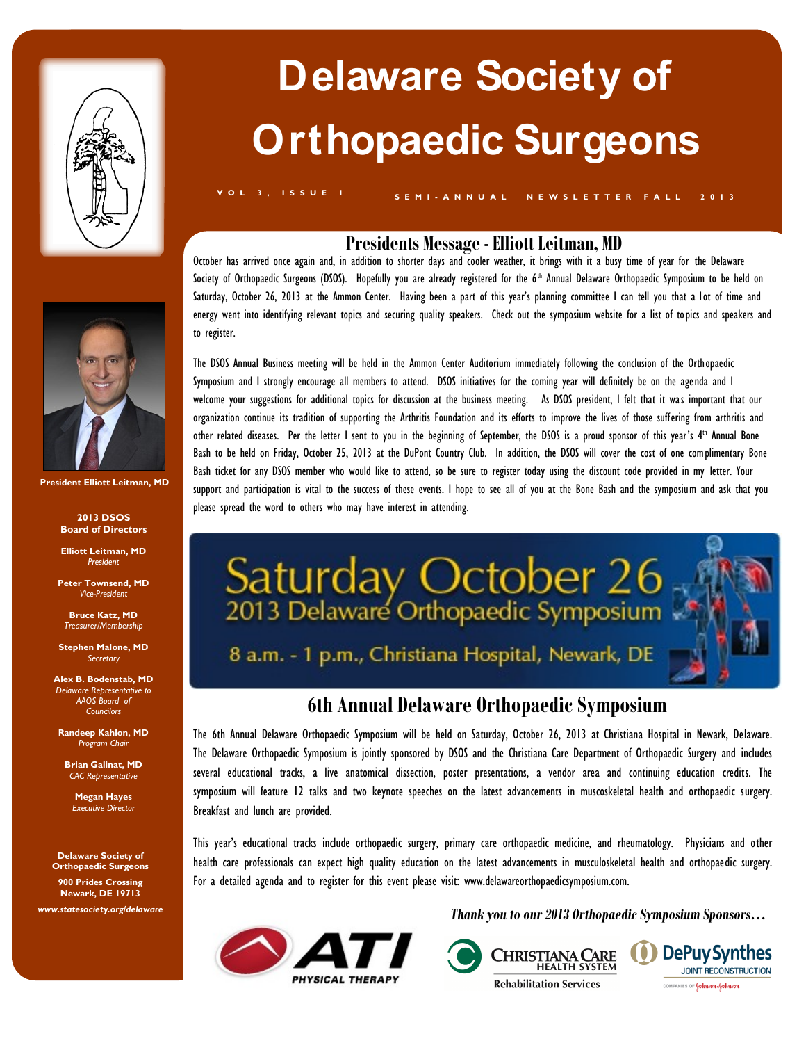# Delaware Society of Orthopaedic Surgeons

VOL 3, ISSUE 1 SEMI-ANNUAL NEWSLETTER FALL 2013

President Elliott Leitman, MD

**2013 DSOS Board of Directors**

**Elliott Leitman, MD**
*President*

**Peter Townsend, MD**
*Vice-President*

**Bruce Katz, MD**
*Treasurer/Membership*

**Stephen Malone, MD**
*Secretary*

**Alex B. Bodenstab, MD**
*Delaware Representative to AAOS Board of Councilors*

**Randeep Kahlon, MD**
*Program Chair*

**Brian Galinat, MD**
*CAC Representative*

**Megan Hayes**
*Executive Director*

**Delaware Society of Orthopaedic Surgeons**

**900 Prides Crossing**
**Newark, DE 19713**

***www.statesociety.org/delaware***

## Presidents Message - Elliott Leitman, MD

October has arrived once again and, in addition to shorter days and cooler weather, it brings with it a busy time of year for the Delaware Society of Orthopaedic Surgeons (DSOS). Hopefully you are already registered for the 6th Annual Delaware Orthopaedic Symposium to be held on Saturday, October 26, 2013 at the Ammon Center. Having been a part of this year's planning committee I can tell you that a lot of time and energy went into identifying relevant topics and securing quality speakers. Check out the symposium website for a list of topics and speakers and to register.

The DSOS Annual Business meeting will be held in the Ammon Center Auditorium immediately following the conclusion of the Orthopaedic Symposium and I strongly encourage all members to attend. DSOS initiatives for the coming year will definitely be on the agenda and I welcome your suggestions for additional topics for discussion at the business meeting. As DSOS president, I felt that it was important that our organization continue its tradition of supporting the Arthritis Foundation and its efforts to improve the lives of those suffering from arthritis and other related diseases. Per the letter I sent to you in the beginning of September, the DSOS is a proud sponsor of this year's 4th Annual Bone Bash to be held on Friday, October 25, 2013 at the DuPont Country Club. In addition, the DSOS will cover the cost of one complimentary Bone Bash ticket for any DSOS member who would like to attend, so be sure to register today using the discount code provided in my letter. Your support and participation is vital to the success of these events. I hope to see all of you at the Bone Bash and the symposium and ask that you please spread the word to others who may have interest in attending.

Saturday October 26
2013 Delaware Orthopaedic Symposium
8 a.m. - 1 p.m., Christiana Hospital, Newark, DE

## 6th Annual Delaware Orthopaedic Symposium

The 6th Annual Delaware Orthopaedic Symposium will be held on Saturday, October 26, 2013 at Christiana Hospital in Newark, Delaware. The Delaware Orthopaedic Symposium is jointly sponsored by DSOS and the Christiana Care Department of Orthopaedic Surgery and includes several educational tracks, a live anatomical dissection, poster presentations, a vendor area and continuing education credits. The symposium will feature 12 talks and two keynote speeches on the latest advancements in muscoskeletal health and orthopaedic surgery. Breakfast and lunch are provided.

This year's educational tracks include orthopaedic surgery, primary care orthopaedic medicine, and rheumatology. Physicians and other health care professionals can expect high quality education on the latest advancements in musculoskeletal health and orthopaedic surgery. For a detailed agenda and to register for this event please visit: www.delawareorthopaedicsymposium.com.

***Thank you to our 2013 Orthopaedic Symposium Sponsors…***

ATI Physical Therapy

Christiana Care Health System — Rehabilitation Services

DePuy Synthes Joint Reconstruction — Companies of Johnson & Johnson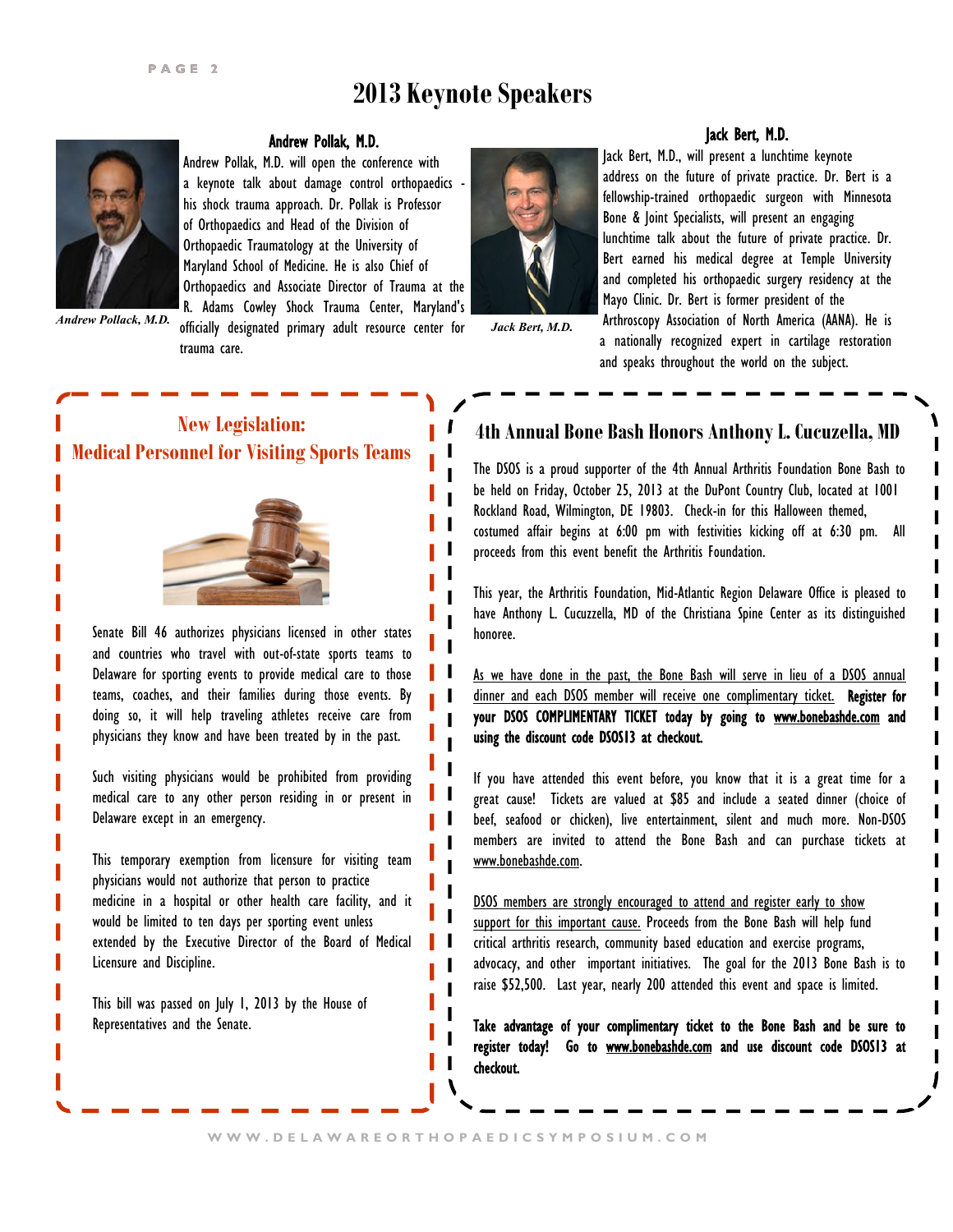# 2013 Keynote Speakers

### Andrew Pollak, M.D.

*Andrew Pollack, M.D.*

Andrew Pollak, M.D. will open the conference with a keynote talk about damage control orthopaedics - his shock trauma approach. Dr. Pollak is Professor of Orthopaedics and Head of the Division of Orthopaedic Traumatology at the University of Maryland School of Medicine. He is also Chief of Orthopaedics and Associate Director of Trauma at the R. Adams Cowley Shock Trauma Center, Maryland's officially designated primary adult resource center for trauma care.

### Jack Bert, M.D.

*Jack Bert, M.D.*

Jack Bert, M.D., will present a lunchtime keynote address on the future of private practice. Dr. Bert is a fellowship-trained orthopaedic surgeon with Minnesota Bone & Joint Specialists, will present an engaging lunchtime talk about the future of private practice. Dr. Bert earned his medical degree at Temple University and completed his orthopaedic surgery residency at the Mayo Clinic. Dr. Bert is former president of the Arthroscopy Association of North America (AANA). He is a nationally recognized expert in cartilage restoration and speaks throughout the world on the subject.

## New Legislation: Medical Personnel for Visiting Sports Teams

Senate Bill 46 authorizes physicians licensed in other states and countries who travel with out-of-state sports teams to Delaware for sporting events to provide medical care to those teams, coaches, and their families during those events. By doing so, it will help traveling athletes receive care from physicians they know and have been treated by in the past.

Such visiting physicians would be prohibited from providing medical care to any other person residing in or present in Delaware except in an emergency.

This temporary exemption from licensure for visiting team physicians would not authorize that person to practice medicine in a hospital or other health care facility, and it would be limited to ten days per sporting event unless extended by the Executive Director of the Board of Medical Licensure and Discipline.

This bill was passed on July 1, 2013 by the House of Representatives and the Senate.

## 4th Annual Bone Bash Honors Anthony L. Cucuzella, MD

The DSOS is a proud supporter of the 4th Annual Arthritis Foundation Bone Bash to be held on Friday, October 25, 2013 at the DuPont Country Club, located at 1001 Rockland Road, Wilmington, DE 19803. Check-in for this Halloween themed, costumed affair begins at 6:00 pm with festivities kicking off at 6:30 pm. All proceeds from this event benefit the Arthritis Foundation.

This year, the Arthritis Foundation, Mid-Atlantic Region Delaware Office is pleased to have Anthony L. Cucuzzella, MD of the Christiana Spine Center as its distinguished honoree.

As we have done in the past, the Bone Bash will serve in lieu of a DSOS annual dinner and each DSOS member will receive one complimentary ticket. **Register for your DSOS COMPLIMENTARY TICKET today by going to www.bonebashde.com and using the discount code DSOS13 at checkout.**

If you have attended this event before, you know that it is a great time for a great cause! Tickets are valued at $85 and include a seated dinner (choice of beef, seafood or chicken), live entertainment, silent and much more. Non-DSOS members are invited to attend the Bone Bash and can purchase tickets at www.bonebashde.com.

DSOS members are strongly encouraged to attend and register early to show support for this important cause. Proceeds from the Bone Bash will help fund critical arthritis research, community based education and exercise programs, advocacy, and other important initiatives. The goal for the 2013 Bone Bash is to raise $52,500. Last year, nearly 200 attended this event and space is limited.

**Take advantage of your complimentary ticket to the Bone Bash and be sure to register today! Go to www.bonebashde.com and use discount code DSOS13 at checkout.**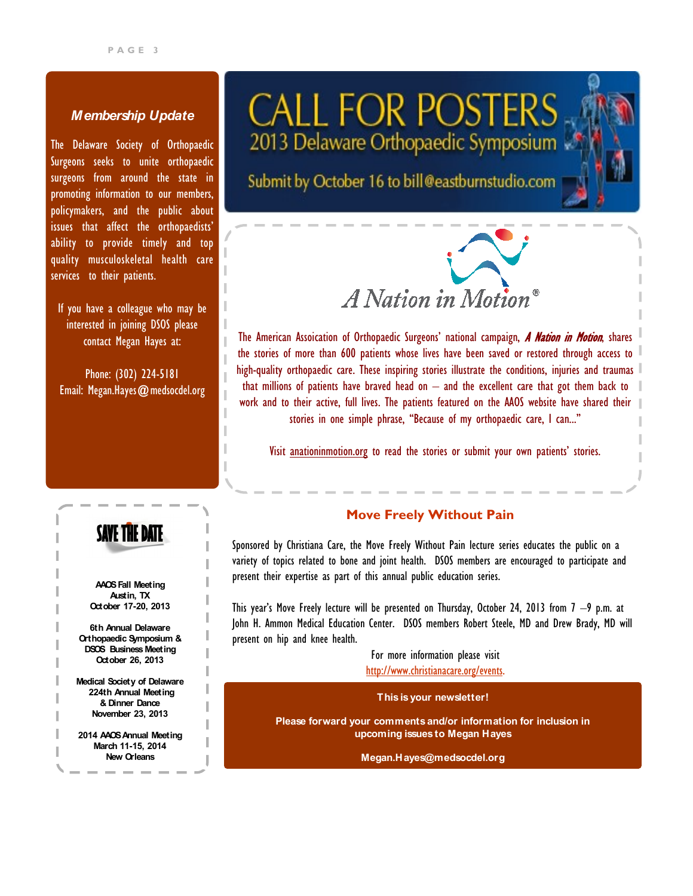## *Membership Update*

The Delaware Society of Orthopaedic Surgeons seeks to unite orthopaedic surgeons from around the state in promoting information to our members, policymakers, and the public about issues that affect the orthopaedists' ability to provide timely and top quality musculoskeletal health care services to their patients.

If you have a colleague who may be interested in joining DSOS please contact Megan Hayes at:

Phone: (302) 224-5181
Email: Megan.Hayes@medsocdel.org

# CALL FOR POSTERS

## 2013 Delaware Orthopaedic Symposium

Submit by October 16 to bill@eastburnstudio.com

## A Nation in Motion®

The American Assoication of Orthopaedic Surgeons' national campaign, ***A Nation in Motion***, shares the stories of more than 600 patients whose lives have been saved or restored through access to high-quality orthopaedic care. These inspiring stories illustrate the conditions, injuries and traumas that millions of patients have braved head on – and the excellent care that got them back to work and to their active, full lives. The patients featured on the AAOS website have shared their stories in one simple phrase, "Because of my orthopaedic care, I can..."

Visit anationinmotion.org to read the stories or submit your own patients' stories.

## SAVE THE DATE

**AAOS Fall Meeting**
**Austin, TX**
**October 17-20, 2013**

**6th Annual Delaware Orthopaedic Symposium & DSOS Business Meeting**
**October 26, 2013**

**Medical Society of Delaware 224th Annual Meeting & Dinner Dance**
**November 23, 2013**

**2014 AAOS Annual Meeting**
**March 11-15, 2014**
**New Orleans**

## Move Freely Without Pain

Sponsored by Christiana Care, the Move Freely Without Pain lecture series educates the public on a variety of topics related to bone and joint health. DSOS members are encouraged to participate and present their expertise as part of this annual public education series.

This year's Move Freely lecture will be presented on Thursday, October 24, 2013 from 7 –9 p.m. at John H. Ammon Medical Education Center. DSOS members Robert Steele, MD and Drew Brady, MD will present on hip and knee health.

For more information please visit http://www.christianacare.org/events.

**This is your newsletter!**

**Please forward your comments and/or information for inclusion in upcoming issues to Megan Hayes**

**Megan.Hayes@medsocdel.org**